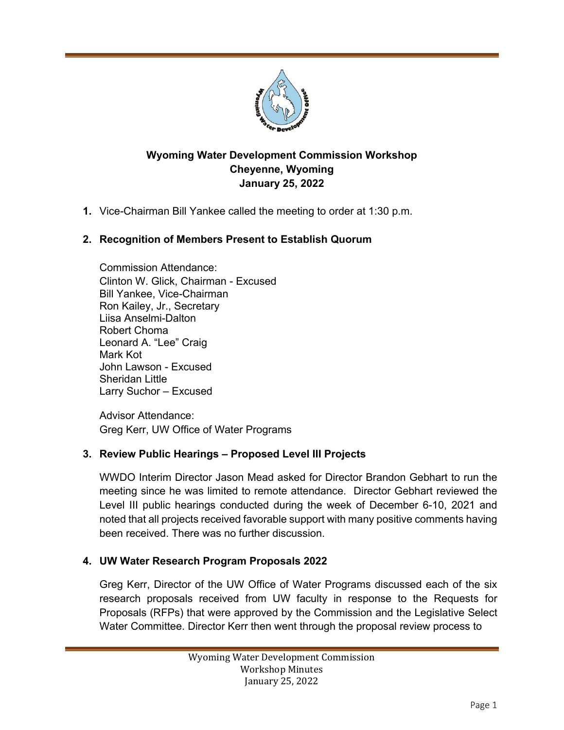# Wyoming Water Development Commission Workshop
## Cheyenne, Wyoming
## January 25, 2022

**1.** Vice-Chairman Bill Yankee called the meeting to order at 1:30 p.m.

**2. Recognition of Members Present to Establish Quorum**

Commission Attendance:
Clinton W. Glick, Chairman - Excused
Bill Yankee, Vice-Chairman
Ron Kailey, Jr., Secretary
Liisa Anselmi-Dalton
Robert Choma
Leonard A. "Lee" Craig
Mark Kot
John Lawson - Excused
Sheridan Little
Larry Suchor – Excused

Advisor Attendance:
Greg Kerr, UW Office of Water Programs

**3. Review Public Hearings – Proposed Level III Projects**

WWDO Interim Director Jason Mead asked for Director Brandon Gebhart to run the meeting since he was limited to remote attendance. Director Gebhart reviewed the Level III public hearings conducted during the week of December 6-10, 2021 and noted that all projects received favorable support with many positive comments having been received. There was no further discussion.

**4. UW Water Research Program Proposals 2022**

Greg Kerr, Director of the UW Office of Water Programs discussed each of the six research proposals received from UW faculty in response to the Requests for Proposals (RFPs) that were approved by the Commission and the Legislative Select Water Committee. Director Kerr then went through the proposal review process to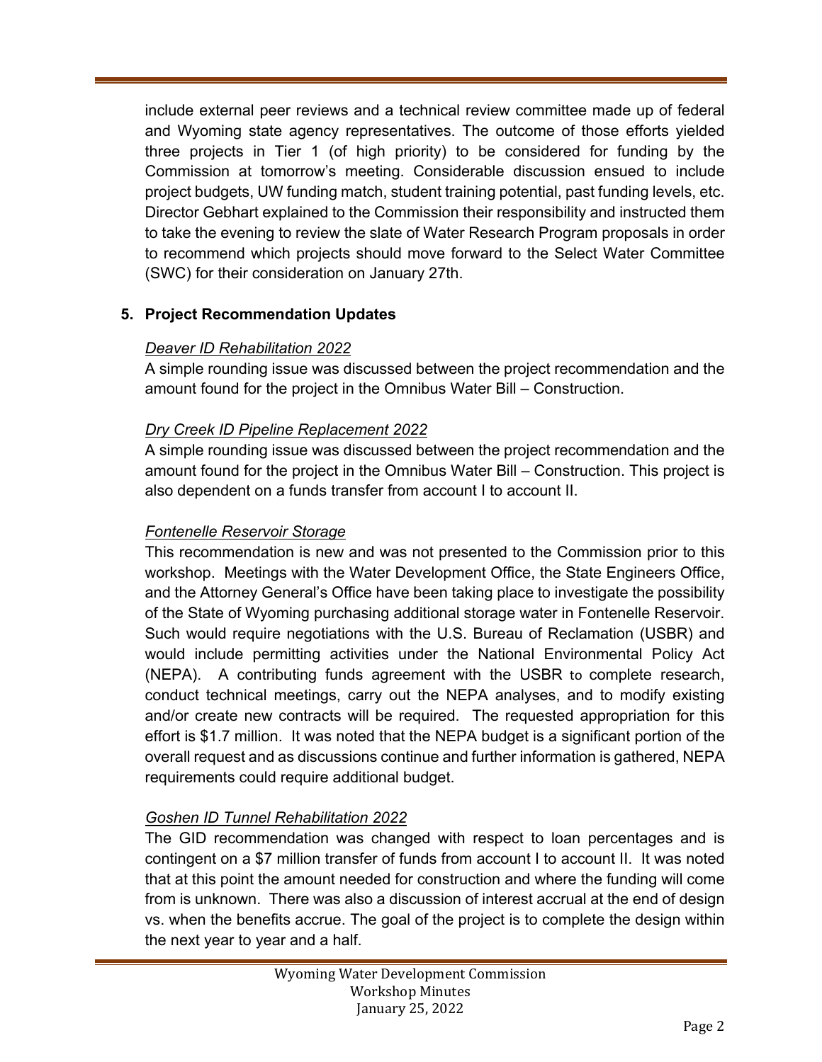include external peer reviews and a technical review committee made up of federal and Wyoming state agency representatives. The outcome of those efforts yielded three projects in Tier 1 (of high priority) to be considered for funding by the Commission at tomorrow's meeting. Considerable discussion ensued to include project budgets, UW funding match, student training potential, past funding levels, etc. Director Gebhart explained to the Commission their responsibility and instructed them to take the evening to review the slate of Water Research Program proposals in order to recommend which projects should move forward to the Select Water Committee (SWC) for their consideration on January 27th.

## 5. Project Recommendation Updates

*Deaver ID Rehabilitation 2022*

A simple rounding issue was discussed between the project recommendation and the amount found for the project in the Omnibus Water Bill – Construction.

*Dry Creek ID Pipeline Replacement 2022*

A simple rounding issue was discussed between the project recommendation and the amount found for the project in the Omnibus Water Bill – Construction. This project is also dependent on a funds transfer from account I to account II.

*Fontenelle Reservoir Storage*

This recommendation is new and was not presented to the Commission prior to this workshop. Meetings with the Water Development Office, the State Engineers Office, and the Attorney General's Office have been taking place to investigate the possibility of the State of Wyoming purchasing additional storage water in Fontenelle Reservoir. Such would require negotiations with the U.S. Bureau of Reclamation (USBR) and would include permitting activities under the National Environmental Policy Act (NEPA). A contributing funds agreement with the USBR to complete research, conduct technical meetings, carry out the NEPA analyses, and to modify existing and/or create new contracts will be required. The requested appropriation for this effort is $1.7 million. It was noted that the NEPA budget is a significant portion of the overall request and as discussions continue and further information is gathered, NEPA requirements could require additional budget.

*Goshen ID Tunnel Rehabilitation 2022*

The GID recommendation was changed with respect to loan percentages and is contingent on a $7 million transfer of funds from account I to account II. It was noted that at this point the amount needed for construction and where the funding will come from is unknown. There was also a discussion of interest accrual at the end of design vs. when the benefits accrue. The goal of the project is to complete the design within the next year to year and a half.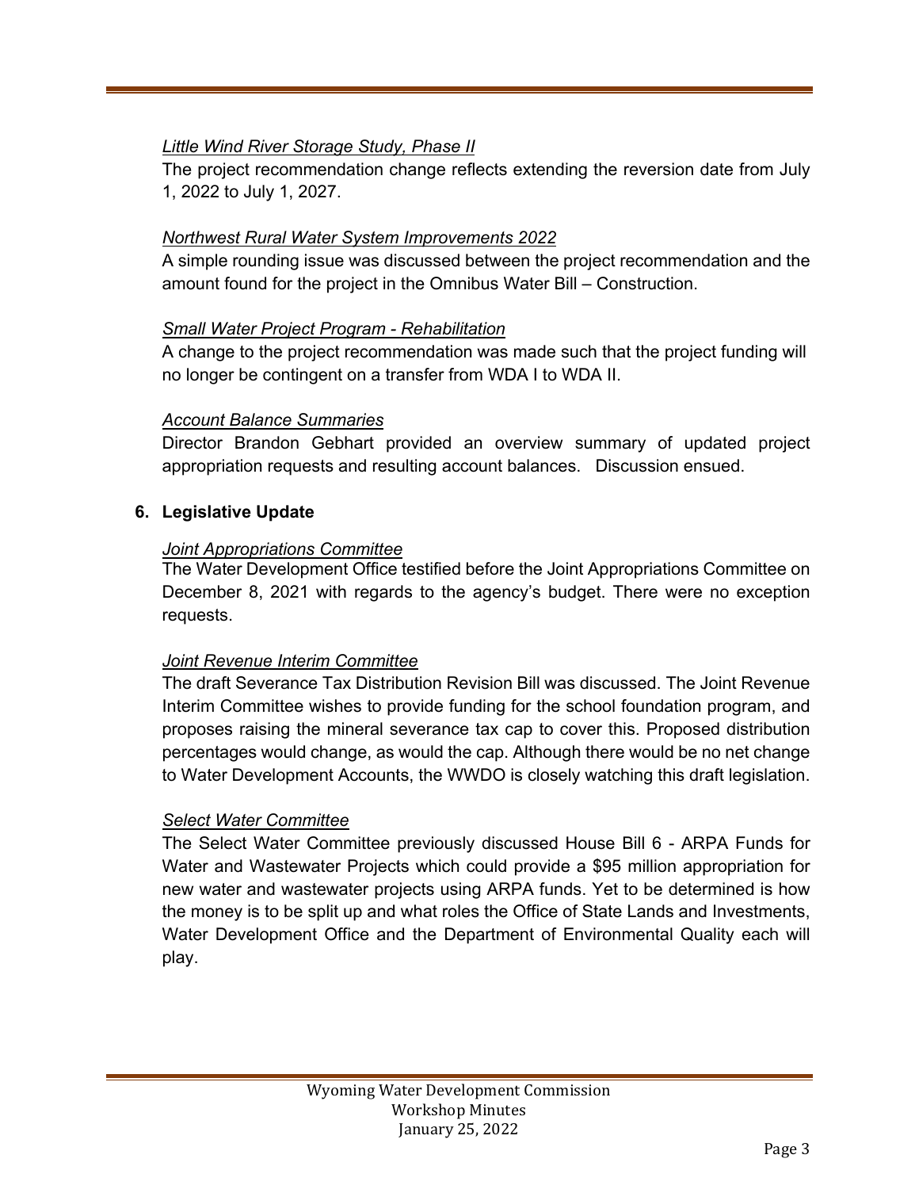*Little Wind River Storage Study, Phase II*

The project recommendation change reflects extending the reversion date from July 1, 2022 to July 1, 2027.

*Northwest Rural Water System Improvements 2022*

A simple rounding issue was discussed between the project recommendation and the amount found for the project in the Omnibus Water Bill – Construction.

*Small Water Project Program - Rehabilitation*

A change to the project recommendation was made such that the project funding will no longer be contingent on a transfer from WDA I to WDA II.

*Account Balance Summaries*

Director Brandon Gebhart provided an overview summary of updated project appropriation requests and resulting account balances. Discussion ensued.

**6. Legislative Update**

*Joint Appropriations Committee*

The Water Development Office testified before the Joint Appropriations Committee on December 8, 2021 with regards to the agency's budget. There were no exception requests.

*Joint Revenue Interim Committee*

The draft Severance Tax Distribution Revision Bill was discussed. The Joint Revenue Interim Committee wishes to provide funding for the school foundation program, and proposes raising the mineral severance tax cap to cover this. Proposed distribution percentages would change, as would the cap. Although there would be no net change to Water Development Accounts, the WWDO is closely watching this draft legislation.

*Select Water Committee*

The Select Water Committee previously discussed House Bill 6 - ARPA Funds for Water and Wastewater Projects which could provide a $95 million appropriation for new water and wastewater projects using ARPA funds. Yet to be determined is how the money is to be split up and what roles the Office of State Lands and Investments, Water Development Office and the Department of Environmental Quality each will play.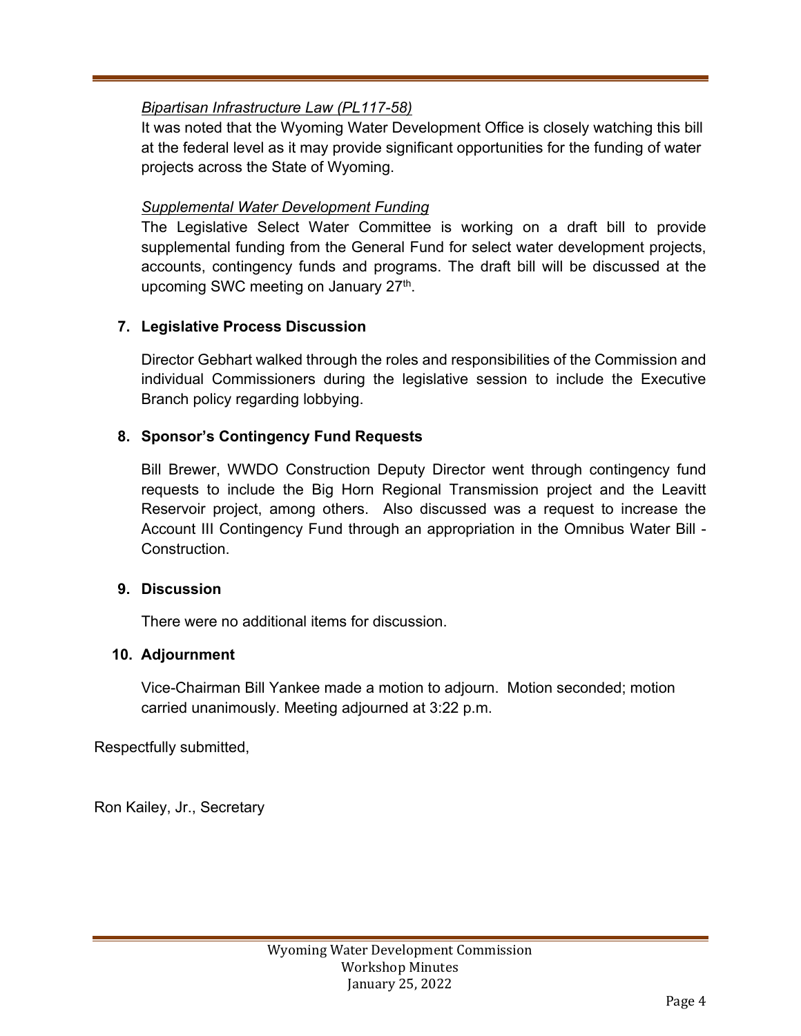*Bipartisan Infrastructure Law (PL117-58)*

It was noted that the Wyoming Water Development Office is closely watching this bill at the federal level as it may provide significant opportunities for the funding of water projects across the State of Wyoming.

*Supplemental Water Development Funding*

The Legislative Select Water Committee is working on a draft bill to provide supplemental funding from the General Fund for select water development projects, accounts, contingency funds and programs. The draft bill will be discussed at the upcoming SWC meeting on January 27th.

**7. Legislative Process Discussion**

Director Gebhart walked through the roles and responsibilities of the Commission and individual Commissioners during the legislative session to include the Executive Branch policy regarding lobbying.

**8. Sponsor's Contingency Fund Requests**

Bill Brewer, WWDO Construction Deputy Director went through contingency fund requests to include the Big Horn Regional Transmission project and the Leavitt Reservoir project, among others. Also discussed was a request to increase the Account III Contingency Fund through an appropriation in the Omnibus Water Bill - Construction.

**9. Discussion**

There were no additional items for discussion.

**10. Adjournment**

Vice-Chairman Bill Yankee made a motion to adjourn. Motion seconded; motion carried unanimously. Meeting adjourned at 3:22 p.m.

Respectfully submitted,

Ron Kailey, Jr., Secretary